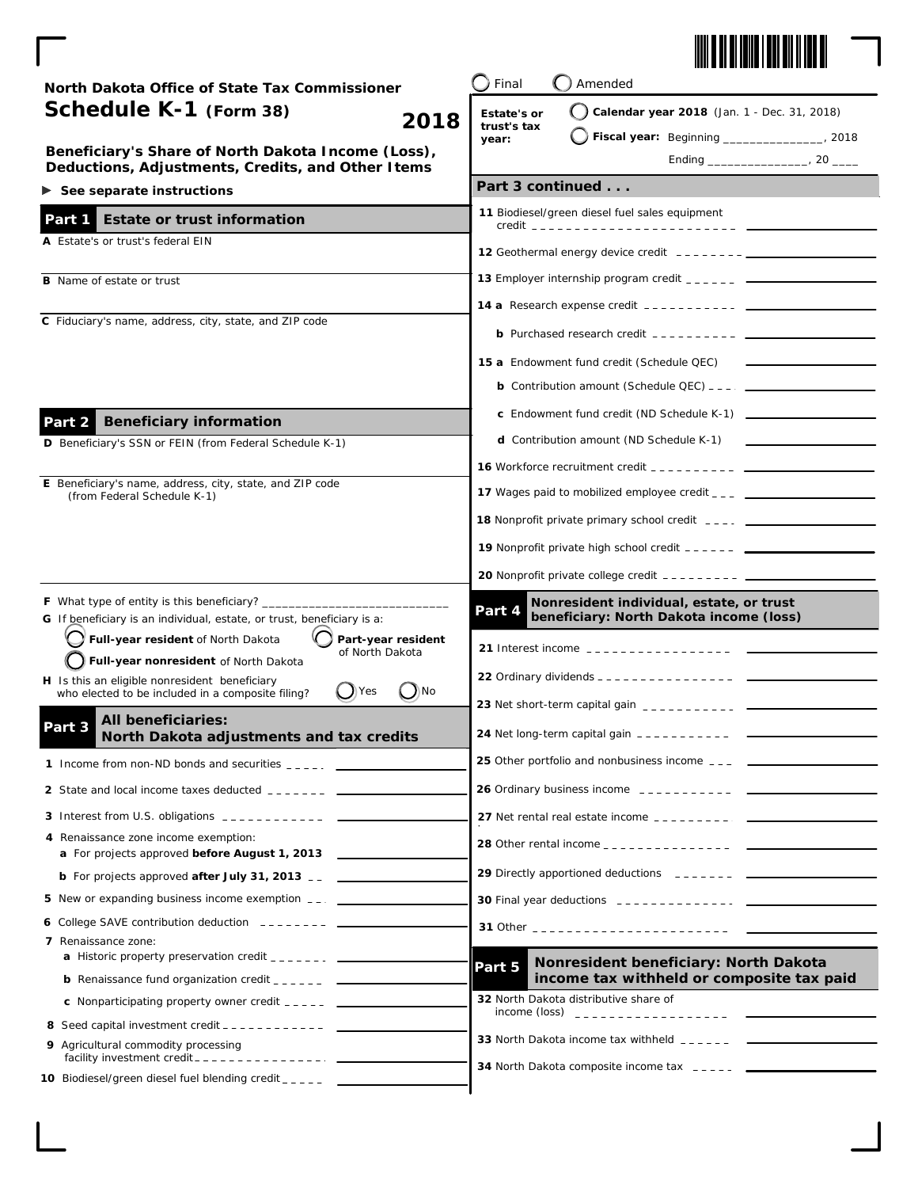North Dakota Office of State Tax Commissioner

# Schedule K-1 (Form 38) 2018

## Beneficiary's Share of North Dakota Income (Loss), Deductions, Adjustments, Credits, and Other Items

► See separate instructions

◯ Final ◯ Amended

**Estate's or trust's tax year:** ◯ **Calendar year 2018** (Jan. 1 - Dec. 31, 2018) ◯ **Fiscal year:** Beginning _______________, 2018 Ending _______________, 20 ____

## Part 1 Estate or trust information

**A** Estate's or trust's federal EIN

**B** Name of estate or trust

**C** Fiduciary's name, address, city, state, and ZIP code

## Part 2 Beneficiary information

**D** Beneficiary's SSN or FEIN (from Federal Schedule K-1)

**E** Beneficiary's name, address, city, state, and ZIP code (from Federal Schedule K-1)

**F** What type of entity is this beneficiary? _____________________________

**G** If beneficiary is an individual, estate, or trust, beneficiary is a:

◯ **Full-year resident** of North Dakota ◯ **Part-year resident** of North Dakota ◯ **Full-year nonresident** of North Dakota

**H** Is this an eligible nonresident beneficiary who elected to be included in a composite filing? ◯ Yes ◯ No

## Part 3 All beneficiaries: North Dakota adjustments and tax credits

1 Income from non-ND bonds and securities _____

2 State and local income taxes deducted _______

3 Interest from U.S. obligations _____________

4 Renaissance zone income exemption:
 a For projects approved **before August 1, 2013** _____
 b For projects approved **after July 31, 2013** _____

5 New or expanding business income exemption _____

6 College SAVE contribution deduction _____

7 Renaissance zone:
 a Historic property preservation credit _____
 b Renaissance fund organization credit _____
 c Nonparticipating property owner credit _____

8 Seed capital investment credit _____

9 Agricultural commodity processing facility investment credit _____

10 Biodiesel/green diesel fuel blending credit _____

**Part 3 continued . . .**

11 Biodiesel/green diesel fuel sales equipment credit _____

12 Geothermal energy device credit _____

13 Employer internship program credit _____

14 a Research expense credit _____
 b Purchased research credit _____

15 a Endowment fund credit (Schedule QEC) _____
 b Contribution amount (Schedule QEC) _____
 c Endowment fund credit (ND Schedule K-1) _____
 d Contribution amount (ND Schedule K-1) _____

16 Workforce recruitment credit _____

17 Wages paid to mobilized employee credit _____

18 Nonprofit private primary school credit _____

19 Nonprofit private high school credit _____

20 Nonprofit private college credit _____

## Part 4 Nonresident individual, estate, or trust beneficiary: North Dakota income (loss)

21 Interest income _____

22 Ordinary dividends _____

23 Net short-term capital gain _____

24 Net long-term capital gain _____

25 Other portfolio and nonbusiness income _____

26 Ordinary business income _____

27 Net rental real estate income _____

28 Other rental income _____

29 Directly apportioned deductions _____

30 Final year deductions _____

31 Other _____

## Part 5 Nonresident beneficiary: North Dakota income tax withheld or composite tax paid

32 North Dakota distributive share of income (loss) _____

33 North Dakota income tax withheld _____

34 North Dakota composite income tax _____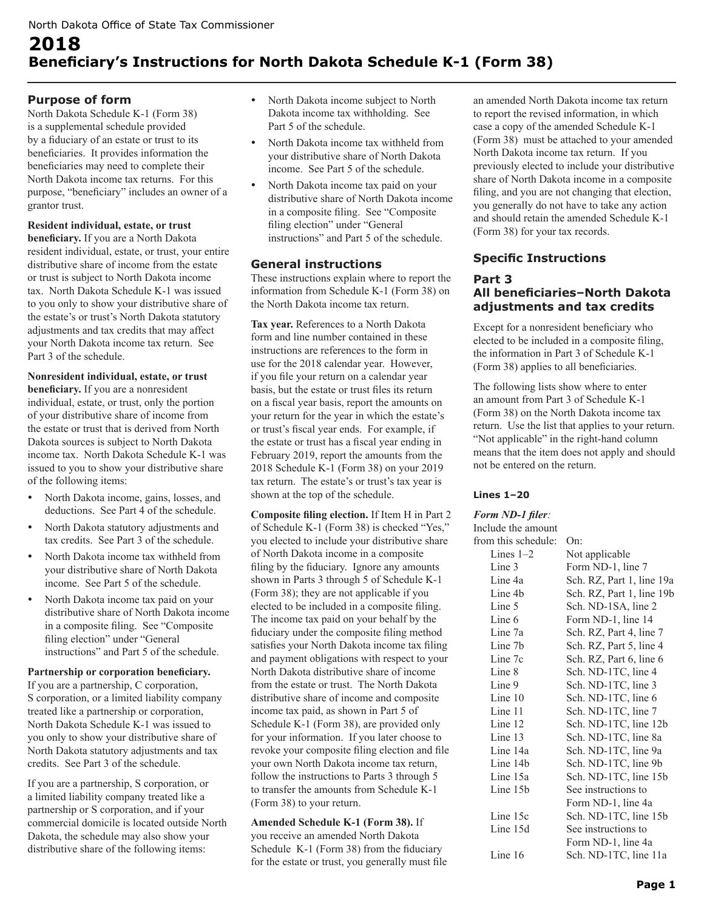North Dakota Office of State Tax Commissioner

# 2018
# Beneficiary's Instructions for North Dakota Schedule K-1 (Form 38)

## Purpose of form

North Dakota Schedule K-1 (Form 38) is a supplemental schedule provided by a fiduciary of an estate or trust to its beneficiaries. It provides information the beneficiaries may need to complete their North Dakota income tax returns. For this purpose, "beneficiary" includes an owner of a grantor trust.

**Resident individual, estate, or trust beneficiary.** If you are a North Dakota resident individual, estate, or trust, your entire distributive share of income from the estate or trust is subject to North Dakota income tax. North Dakota Schedule K-1 was issued to you only to show your distributive share of the estate's or trust's North Dakota statutory adjustments and tax credits that may affect your North Dakota income tax return. See Part 3 of the schedule.

**Nonresident individual, estate, or trust beneficiary.** If you are a nonresident individual, estate, or trust, only the portion of your distributive share of income from the estate or trust that is derived from North Dakota sources is subject to North Dakota income tax. North Dakota Schedule K-1 was issued to you to show your distributive share of the following items:

- North Dakota income, gains, losses, and deductions. See Part 4 of the schedule.
- North Dakota statutory adjustments and tax credits. See Part 3 of the schedule.
- North Dakota income tax withheld from your distributive share of North Dakota income. See Part 5 of the schedule.
- North Dakota income tax paid on your distributive share of North Dakota income in a composite filing. See "Composite filing election" under "General instructions" and Part 5 of the schedule.

**Partnership or corporation beneficiary.** If you are a partnership, C corporation, S corporation, or a limited liability company treated like a partnership or corporation, North Dakota Schedule K-1 was issued to you only to show your distributive share of North Dakota statutory adjustments and tax credits. See Part 3 of the schedule.

If you are a partnership, S corporation, or a limited liability company treated like a partnership or S corporation, and if your commercial domicile is located outside North Dakota, the schedule may also show your distributive share of the following items:

- North Dakota income subject to North Dakota income tax withholding. See Part 5 of the schedule.
- North Dakota income tax withheld from your distributive share of North Dakota income. See Part 5 of the schedule.
- North Dakota income tax paid on your distributive share of North Dakota income in a composite filing. See "Composite filing election" under "General instructions" and Part 5 of the schedule.

## General instructions

These instructions explain where to report the information from Schedule K-1 (Form 38) on the North Dakota income tax return.

**Tax year.** References to a North Dakota form and line number contained in these instructions are references to the form in use for the 2018 calendar year. However, if you file your return on a calendar year basis, but the estate or trust files its return on a fiscal year basis, report the amounts on your return for the year in which the estate's or trust's fiscal year ends. For example, if the estate or trust has a fiscal year ending in February 2019, report the amounts from the 2018 Schedule K-1 (Form 38) on your 2019 tax return. The estate's or trust's tax year is shown at the top of the schedule.

**Composite filing election.** If Item H in Part 2 of Schedule K-1 (Form 38) is checked "Yes," you elected to include your distributive share of North Dakota income in a composite filing by the fiduciary. Ignore any amounts shown in Parts 3 through 5 of Schedule K-1 (Form 38); they are not applicable if you elected to be included in a composite filing. The income tax paid on your behalf by the fiduciary under the composite filing method satisfies your North Dakota income tax filing and payment obligations with respect to your North Dakota distributive share of income from the estate or trust. The North Dakota distributive share of income and composite income tax paid, as shown in Part 5 of Schedule K-1 (Form 38), are provided only for your information. If you later choose to revoke your composite filing election and file your own North Dakota income tax return, follow the instructions to Parts 3 through 5 to transfer the amounts from Schedule K-1 (Form 38) to your return.

**Amended Schedule K-1 (Form 38).** If you receive an amended North Dakota Schedule K-1 (Form 38) from the fiduciary for the estate or trust, you generally must file an amended North Dakota income tax return to report the revised information, in which case a copy of the amended Schedule K-1 (Form 38) must be attached to your amended North Dakota income tax return. If you previously elected to include your distributive share of North Dakota income in a composite filing, and you are not changing that election, you generally do not have to take any action and should retain the amended Schedule K-1 (Form 38) for your tax records.

## Specific Instructions

### Part 3
### All beneficiaries–North Dakota adjustments and tax credits

Except for a nonresident beneficiary who elected to be included in a composite filing, the information in Part 3 of Schedule K-1 (Form 38) applies to all beneficiaries.

The following lists show where to enter an amount from Part 3 of Schedule K-1 (Form 38) on the North Dakota income tax return. Use the list that applies to your return. "Not applicable" in the right-hand column means that the item does not apply and should not be entered on the return.

#### Lines 1–20

*Form ND-1 filer:*

| Include the amount from this schedule: | On: |
|---|---|
| Lines 1–2 | Not applicable |
| Line 3 | Form ND-1, line 7 |
| Line 4a | Sch. RZ, Part 1, line 19a |
| Line 4b | Sch. RZ, Part 1, line 19b |
| Line 5 | Sch. ND-1SA, line 2 |
| Line 6 | Form ND-1, line 14 |
| Line 7a | Sch. RZ, Part 4, line 7 |
| Line 7b | Sch. RZ, Part 5, line 4 |
| Line 7c | Sch. RZ, Part 6, line 6 |
| Line 8 | Sch. ND-1TC, line 4 |
| Line 9 | Sch. ND-1TC, line 3 |
| Line 10 | Sch. ND-1TC, line 6 |
| Line 11 | Sch. ND-1TC, line 7 |
| Line 12 | Sch. ND-1TC, line 12b |
| Line 13 | Sch. ND-1TC, line 8a |
| Line 14a | Sch. ND-1TC, line 9a |
| Line 14b | Sch. ND-1TC, line 9b |
| Line 15a | Sch. ND-1TC, line 15b |
| Line 15b | See instructions to Form ND-1, line 4a |
| Line 15c | Sch. ND-1TC, line 15b |
| Line 15d | See instructions to Form ND-1, line 4a |
| Line 16 | Sch. ND-1TC, line 11a |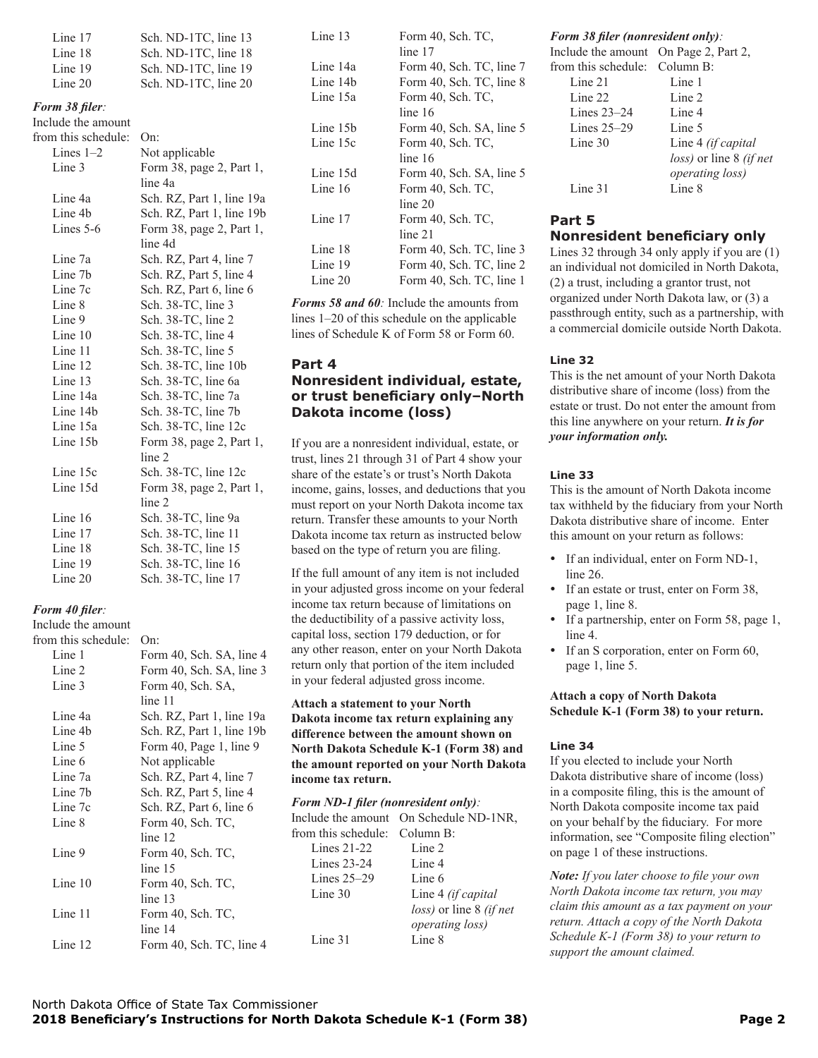| | |
|---|---|
| Line 17 | Sch. ND-1TC, line 13 |
| Line 18 | Sch. ND-1TC, line 18 |
| Line 19 | Sch. ND-1TC, line 19 |
| Line 20 | Sch. ND-1TC, line 20 |

*Form 38 filer:*

| Include the amount from this schedule: | On: |
|---|---|
| Lines 1–2 | Not applicable |
| Line 3 | Form 38, page 2, Part 1, line 4a |
| Line 4a | Sch. RZ, Part 1, line 19a |
| Line 4b | Sch. RZ, Part 1, line 19b |
| Lines 5-6 | Form 38, page 2, Part 1, line 4d |
| Line 7a | Sch. RZ, Part 4, line 7 |
| Line 7b | Sch. RZ, Part 5, line 4 |
| Line 7c | Sch. RZ, Part 6, line 6 |
| Line 8 | Sch. 38-TC, line 3 |
| Line 9 | Sch. 38-TC, line 2 |
| Line 10 | Sch. 38-TC, line 4 |
| Line 11 | Sch. 38-TC, line 5 |
| Line 12 | Sch. 38-TC, line 10b |
| Line 13 | Sch. 38-TC, line 6a |
| Line 14a | Sch. 38-TC, line 7a |
| Line 14b | Sch. 38-TC, line 7b |
| Line 15a | Sch. 38-TC, line 12c |
| Line 15b | Form 38, page 2, Part 1, line 2 |
| Line 15c | Sch. 38-TC, line 12c |
| Line 15d | Form 38, page 2, Part 1, line 2 |
| Line 16 | Sch. 38-TC, line 9a |
| Line 17 | Sch. 38-TC, line 11 |
| Line 18 | Sch. 38-TC, line 15 |
| Line 19 | Sch. 38-TC, line 16 |
| Line 20 | Sch. 38-TC, line 17 |

*Form 40 filer:*

| Include the amount from this schedule: | On: |
|---|---|
| Line 1 | Form 40, Sch. SA, line 4 |
| Line 2 | Form 40, Sch. SA, line 3 |
| Line 3 | Form 40, Sch. SA, line 11 |
| Line 4a | Sch. RZ, Part 1, line 19a |
| Line 4b | Sch. RZ, Part 1, line 19b |
| Line 5 | Form 40, Page 1, line 9 |
| Line 6 | Not applicable |
| Line 7a | Sch. RZ, Part 4, line 7 |
| Line 7b | Sch. RZ, Part 5, line 4 |
| Line 7c | Sch. RZ, Part 6, line 6 |
| Line 8 | Form 40, Sch. TC, line 12 |
| Line 9 | Form 40, Sch. TC, line 15 |
| Line 10 | Form 40, Sch. TC, line 13 |
| Line 11 | Form 40, Sch. TC, line 14 |
| Line 12 | Form 40, Sch. TC, line 4 |
| Line 13 | Form 40, Sch. TC, line 17 |
| Line 14a | Form 40, Sch. TC, line 7 |
| Line 14b | Form 40, Sch. TC, line 8 |
| Line 15a | Form 40, Sch. TC, line 16 |
| Line 15b | Form 40, Sch. SA, line 5 |
| Line 15c | Form 40, Sch. TC, line 16 |
| Line 15d | Form 40, Sch. SA, line 5 |
| Line 16 | Form 40, Sch. TC, line 20 |
| Line 17 | Form 40, Sch. TC, line 21 |
| Line 18 | Form 40, Sch. TC, line 3 |
| Line 19 | Form 40, Sch. TC, line 2 |
| Line 20 | Form 40, Sch. TC, line 1 |

*Forms 58 and 60:* Include the amounts from lines 1–20 of this schedule on the applicable lines of Schedule K of Form 58 or Form 60.

## Part 4
## Nonresident individual, estate, or trust beneficiary only–North Dakota income (loss)

If you are a nonresident individual, estate, or trust, lines 21 through 31 of Part 4 show your share of the estate's or trust's North Dakota income, gains, losses, and deductions that you must report on your North Dakota income tax return. Transfer these amounts to your North Dakota income tax return as instructed below based on the type of return you are filing.

If the full amount of any item is not included in your adjusted gross income on your federal income tax return because of limitations on the deductibility of a passive activity loss, capital loss, section 179 deduction, or for any other reason, enter on your North Dakota return only that portion of the item included in your federal adjusted gross income.

**Attach a statement to your North Dakota income tax return explaining any difference between the amount shown on North Dakota Schedule K-1 (Form 38) and the amount reported on your North Dakota income tax return.**

*Form ND-1 filer (nonresident only):*

| Include the amount from this schedule: | On Schedule ND-1NR, Column B: |
|---|---|
| Lines 21-22 | Line 2 |
| Lines 23-24 | Line 4 |
| Lines 25–29 | Line 6 |
| Line 30 | Line 4 *(if capital loss)* or line 8 *(if net operating loss)* |
| Line 31 | Line 8 |

*Form 38 filer (nonresident only):*

| Include the amount from this schedule: | On Page 2, Part 2, Column B: |
|---|---|
| Line 21 | Line 1 |
| Line 22 | Line 2 |
| Lines 23–24 | Line 4 |
| Lines 25–29 | Line 5 |
| Line 30 | Line 4 *(if capital loss)* or line 8 *(if net operating loss)* |
| Line 31 | Line 8 |

## Part 5
## Nonresident beneficiary only

Lines 32 through 34 only apply if you are (1) an individual not domiciled in North Dakota, (2) a trust, including a grantor trust, not organized under North Dakota law, or (3) a passthrough entity, such as a partnership, with a commercial domicile outside North Dakota.

### Line 32

This is the net amount of your North Dakota distributive share of income (loss) from the estate or trust. Do not enter the amount from this line anywhere on your return. ***It is for your information only.***

### Line 33

This is the amount of North Dakota income tax withheld by the fiduciary from your North Dakota distributive share of income. Enter this amount on your return as follows:

- If an individual, enter on Form ND-1, line 26.
- If an estate or trust, enter on Form 38, page 1, line 8.
- If a partnership, enter on Form 58, page 1, line 4.
- If an S corporation, enter on Form 60, page 1, line 5.

**Attach a copy of North Dakota Schedule K-1 (Form 38) to your return.**

### Line 34

If you elected to include your North Dakota distributive share of income (loss) in a composite filing, this is the amount of North Dakota composite income tax paid on your behalf by the fiduciary. For more information, see "Composite filing election" on page 1 of these instructions.

***Note:*** *If you later choose to file your own North Dakota income tax return, you may claim this amount as a tax payment on your return. Attach a copy of the North Dakota Schedule K-1 (Form 38) to your return to support the amount claimed.*